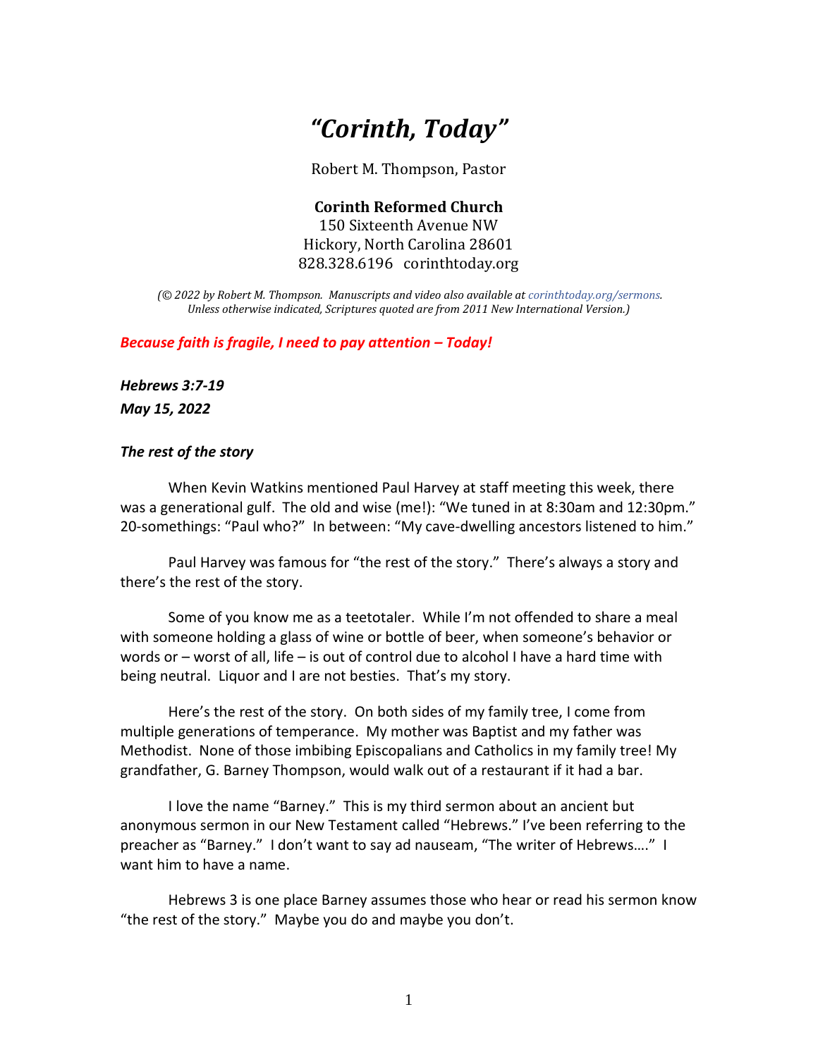# *"Corinth, Today"*

Robert M. Thompson, Pastor

**Corinth Reformed Church**
150 Sixteenth Avenue NW
Hickory, North Carolina 28601
828.328.6196   corinthtoday.org

*(© 2022 by Robert M. Thompson. Manuscripts and video also available at corinthtoday.org/sermons. Unless otherwise indicated, Scriptures quoted are from 2011 New International Version.)*

***Because faith is fragile, I need to pay attention – Today!***

***Hebrews 3:7-19***
***May 15, 2022***

### *The rest of the story*

When Kevin Watkins mentioned Paul Harvey at staff meeting this week, there was a generational gulf. The old and wise (me!): "We tuned in at 8:30am and 12:30pm." 20-somethings: "Paul who?" In between: "My cave-dwelling ancestors listened to him."

Paul Harvey was famous for "the rest of the story." There's always a story and there's the rest of the story.

Some of you know me as a teetotaler. While I'm not offended to share a meal with someone holding a glass of wine or bottle of beer, when someone's behavior or words or – worst of all, life – is out of control due to alcohol I have a hard time with being neutral. Liquor and I are not besties. That's my story.

Here's the rest of the story. On both sides of my family tree, I come from multiple generations of temperance. My mother was Baptist and my father was Methodist. None of those imbibing Episcopalians and Catholics in my family tree! My grandfather, G. Barney Thompson, would walk out of a restaurant if it had a bar.

I love the name "Barney." This is my third sermon about an ancient but anonymous sermon in our New Testament called "Hebrews." I've been referring to the preacher as "Barney." I don't want to say ad nauseam, "The writer of Hebrews…." I want him to have a name.

Hebrews 3 is one place Barney assumes those who hear or read his sermon know "the rest of the story." Maybe you do and maybe you don't.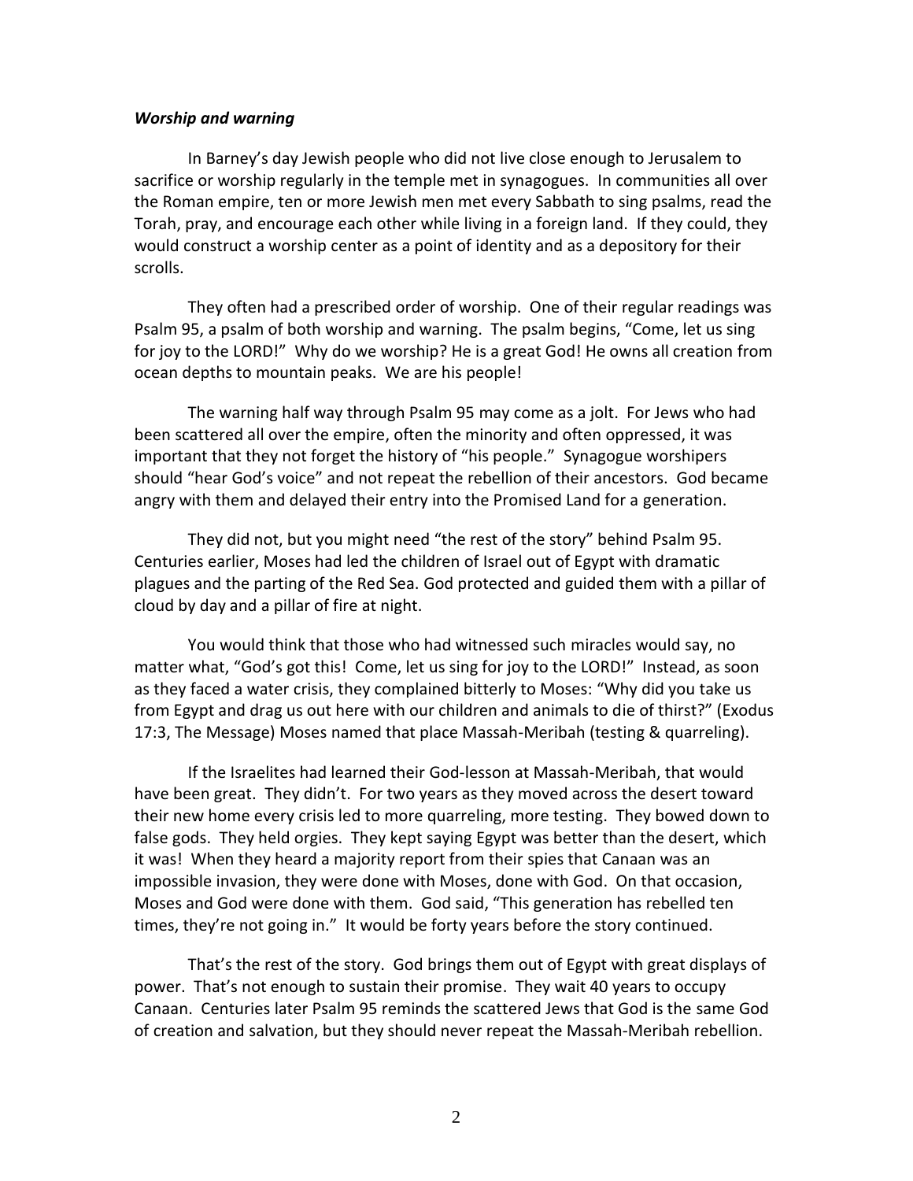***Worship and warning***

In Barney's day Jewish people who did not live close enough to Jerusalem to sacrifice or worship regularly in the temple met in synagogues. In communities all over the Roman empire, ten or more Jewish men met every Sabbath to sing psalms, read the Torah, pray, and encourage each other while living in a foreign land. If they could, they would construct a worship center as a point of identity and as a depository for their scrolls.

They often had a prescribed order of worship. One of their regular readings was Psalm 95, a psalm of both worship and warning. The psalm begins, "Come, let us sing for joy to the LORD!" Why do we worship? He is a great God! He owns all creation from ocean depths to mountain peaks. We are his people!

The warning half way through Psalm 95 may come as a jolt. For Jews who had been scattered all over the empire, often the minority and often oppressed, it was important that they not forget the history of "his people." Synagogue worshipers should "hear God's voice" and not repeat the rebellion of their ancestors. God became angry with them and delayed their entry into the Promised Land for a generation.

They did not, but you might need "the rest of the story" behind Psalm 95. Centuries earlier, Moses had led the children of Israel out of Egypt with dramatic plagues and the parting of the Red Sea. God protected and guided them with a pillar of cloud by day and a pillar of fire at night.

You would think that those who had witnessed such miracles would say, no matter what, "God's got this! Come, let us sing for joy to the LORD!" Instead, as soon as they faced a water crisis, they complained bitterly to Moses: "Why did you take us from Egypt and drag us out here with our children and animals to die of thirst?" (Exodus 17:3, The Message) Moses named that place Massah-Meribah (testing & quarreling).

If the Israelites had learned their God-lesson at Massah-Meribah, that would have been great. They didn't. For two years as they moved across the desert toward their new home every crisis led to more quarreling, more testing. They bowed down to false gods. They held orgies. They kept saying Egypt was better than the desert, which it was! When they heard a majority report from their spies that Canaan was an impossible invasion, they were done with Moses, done with God. On that occasion, Moses and God were done with them. God said, "This generation has rebelled ten times, they're not going in." It would be forty years before the story continued.

That's the rest of the story. God brings them out of Egypt with great displays of power. That's not enough to sustain their promise. They wait 40 years to occupy Canaan. Centuries later Psalm 95 reminds the scattered Jews that God is the same God of creation and salvation, but they should never repeat the Massah-Meribah rebellion.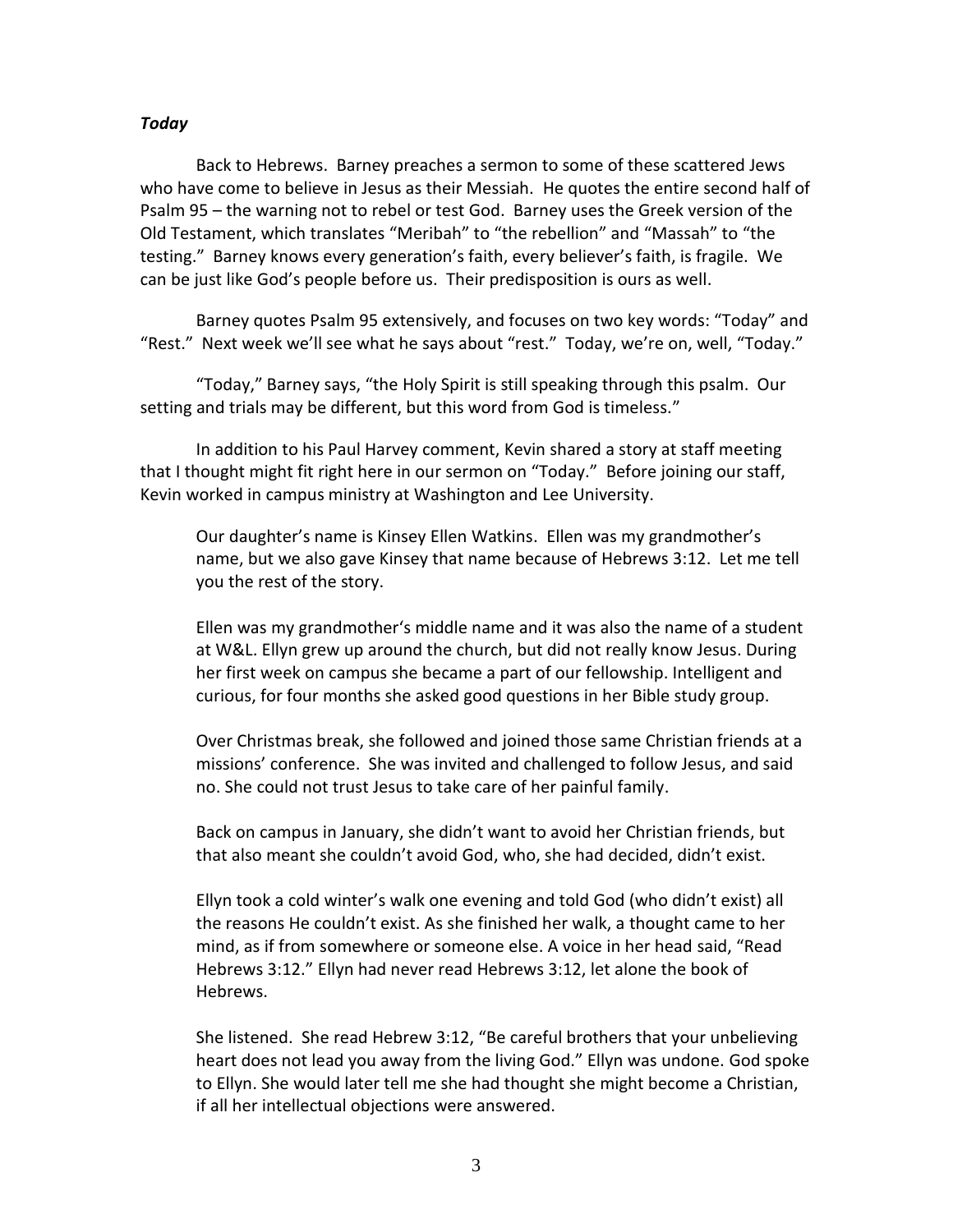***Today***

Back to Hebrews. Barney preaches a sermon to some of these scattered Jews who have come to believe in Jesus as their Messiah. He quotes the entire second half of Psalm 95 – the warning not to rebel or test God. Barney uses the Greek version of the Old Testament, which translates "Meribah" to "the rebellion" and "Massah" to "the testing." Barney knows every generation's faith, every believer's faith, is fragile. We can be just like God's people before us. Their predisposition is ours as well.

Barney quotes Psalm 95 extensively, and focuses on two key words: "Today" and "Rest." Next week we'll see what he says about "rest." Today, we're on, well, "Today."

"Today," Barney says, "the Holy Spirit is still speaking through this psalm. Our setting and trials may be different, but this word from God is timeless."

In addition to his Paul Harvey comment, Kevin shared a story at staff meeting that I thought might fit right here in our sermon on "Today." Before joining our staff, Kevin worked in campus ministry at Washington and Lee University.

> Our daughter's name is Kinsey Ellen Watkins. Ellen was my grandmother's name, but we also gave Kinsey that name because of Hebrews 3:12. Let me tell you the rest of the story.
>
> Ellen was my grandmother's middle name and it was also the name of a student at W&L. Ellyn grew up around the church, but did not really know Jesus. During her first week on campus she became a part of our fellowship. Intelligent and curious, for four months she asked good questions in her Bible study group.
>
> Over Christmas break, she followed and joined those same Christian friends at a missions' conference. She was invited and challenged to follow Jesus, and said no. She could not trust Jesus to take care of her painful family.
>
> Back on campus in January, she didn't want to avoid her Christian friends, but that also meant she couldn't avoid God, who, she had decided, didn't exist.
>
> Ellyn took a cold winter's walk one evening and told God (who didn't exist) all the reasons He couldn't exist. As she finished her walk, a thought came to her mind, as if from somewhere or someone else. A voice in her head said, "Read Hebrews 3:12." Ellyn had never read Hebrews 3:12, let alone the book of Hebrews.
>
> She listened. She read Hebrew 3:12, "Be careful brothers that your unbelieving heart does not lead you away from the living God." Ellyn was undone. God spoke to Ellyn. She would later tell me she had thought she might become a Christian, if all her intellectual objections were answered.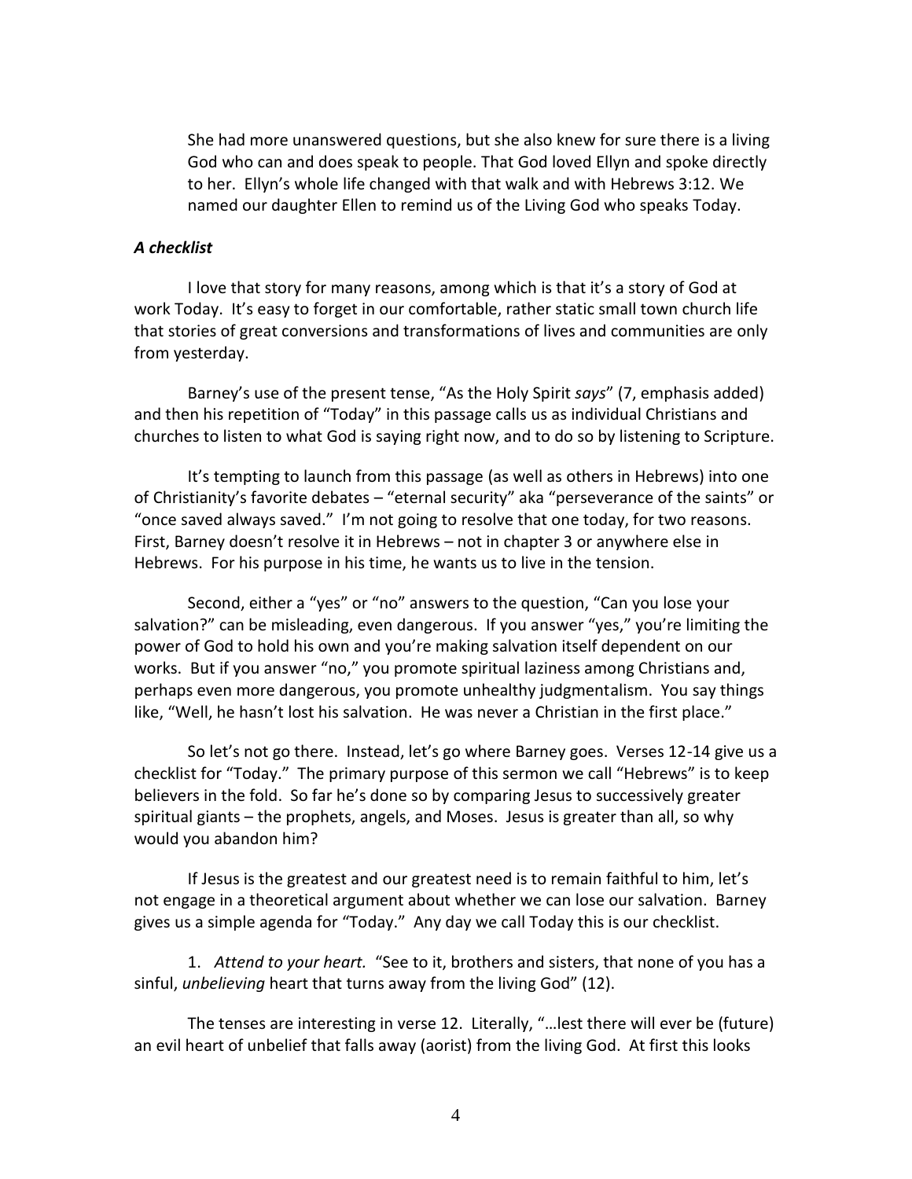She had more unanswered questions, but she also knew for sure there is a living God who can and does speak to people. That God loved Ellyn and spoke directly to her. Ellyn's whole life changed with that walk and with Hebrews 3:12. We named our daughter Ellen to remind us of the Living God who speaks Today.

### *A checklist*

I love that story for many reasons, among which is that it's a story of God at work Today. It's easy to forget in our comfortable, rather static small town church life that stories of great conversions and transformations of lives and communities are only from yesterday.

Barney's use of the present tense, "As the Holy Spirit *says*" (7, emphasis added) and then his repetition of "Today" in this passage calls us as individual Christians and churches to listen to what God is saying right now, and to do so by listening to Scripture.

It's tempting to launch from this passage (as well as others in Hebrews) into one of Christianity's favorite debates – "eternal security" aka "perseverance of the saints" or "once saved always saved." I'm not going to resolve that one today, for two reasons. First, Barney doesn't resolve it in Hebrews – not in chapter 3 or anywhere else in Hebrews. For his purpose in his time, he wants us to live in the tension.

Second, either a "yes" or "no" answers to the question, "Can you lose your salvation?" can be misleading, even dangerous. If you answer "yes," you're limiting the power of God to hold his own and you're making salvation itself dependent on our works. But if you answer "no," you promote spiritual laziness among Christians and, perhaps even more dangerous, you promote unhealthy judgmentalism. You say things like, "Well, he hasn't lost his salvation. He was never a Christian in the first place."

So let's not go there. Instead, let's go where Barney goes. Verses 12-14 give us a checklist for "Today." The primary purpose of this sermon we call "Hebrews" is to keep believers in the fold. So far he's done so by comparing Jesus to successively greater spiritual giants – the prophets, angels, and Moses. Jesus is greater than all, so why would you abandon him?

If Jesus is the greatest and our greatest need is to remain faithful to him, let's not engage in a theoretical argument about whether we can lose our salvation. Barney gives us a simple agenda for "Today." Any day we call Today this is our checklist.

1. *Attend to your heart.* "See to it, brothers and sisters, that none of you has a sinful, *unbelieving* heart that turns away from the living God" (12).

The tenses are interesting in verse 12. Literally, "…lest there will ever be (future) an evil heart of unbelief that falls away (aorist) from the living God. At first this looks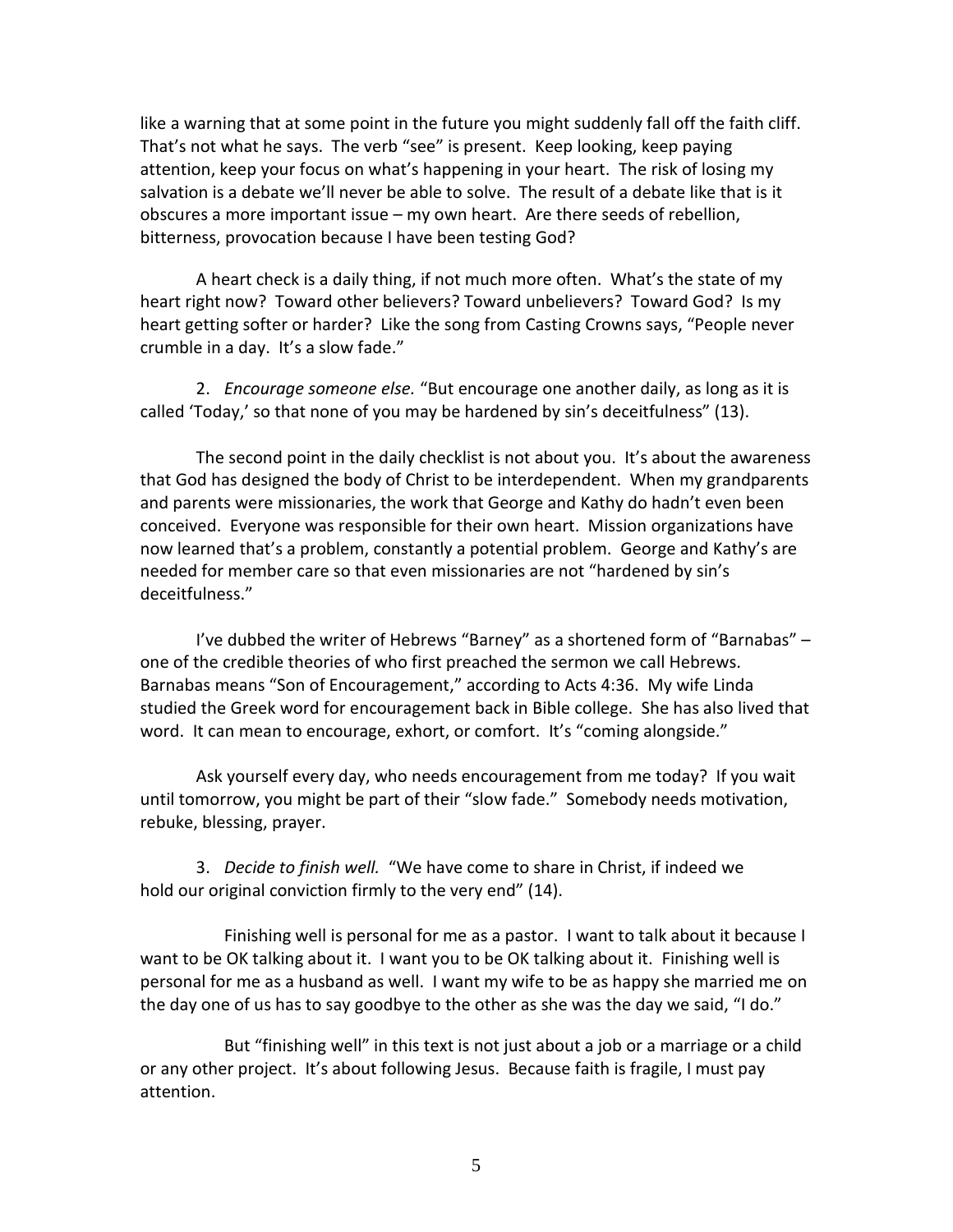like a warning that at some point in the future you might suddenly fall off the faith cliff. That's not what he says. The verb "see" is present. Keep looking, keep paying attention, keep your focus on what's happening in your heart. The risk of losing my salvation is a debate we'll never be able to solve. The result of a debate like that is it obscures a more important issue – my own heart. Are there seeds of rebellion, bitterness, provocation because I have been testing God?

A heart check is a daily thing, if not much more often. What's the state of my heart right now? Toward other believers? Toward unbelievers? Toward God? Is my heart getting softer or harder? Like the song from Casting Crowns says, "People never crumble in a day. It's a slow fade."

2. *Encourage someone else.* "But encourage one another daily, as long as it is called 'Today,' so that none of you may be hardened by sin's deceitfulness" (13).

The second point in the daily checklist is not about you. It's about the awareness that God has designed the body of Christ to be interdependent. When my grandparents and parents were missionaries, the work that George and Kathy do hadn't even been conceived. Everyone was responsible for their own heart. Mission organizations have now learned that's a problem, constantly a potential problem. George and Kathy's are needed for member care so that even missionaries are not "hardened by sin's deceitfulness."

I've dubbed the writer of Hebrews "Barney" as a shortened form of "Barnabas" – one of the credible theories of who first preached the sermon we call Hebrews. Barnabas means "Son of Encouragement," according to Acts 4:36. My wife Linda studied the Greek word for encouragement back in Bible college. She has also lived that word. It can mean to encourage, exhort, or comfort. It's "coming alongside."

Ask yourself every day, who needs encouragement from me today? If you wait until tomorrow, you might be part of their "slow fade." Somebody needs motivation, rebuke, blessing, prayer.

3. *Decide to finish well.* "We have come to share in Christ, if indeed we hold our original conviction firmly to the very end" (14).

Finishing well is personal for me as a pastor. I want to talk about it because I want to be OK talking about it. I want you to be OK talking about it. Finishing well is personal for me as a husband as well. I want my wife to be as happy she married me on the day one of us has to say goodbye to the other as she was the day we said, "I do."

But "finishing well" in this text is not just about a job or a marriage or a child or any other project. It's about following Jesus. Because faith is fragile, I must pay attention.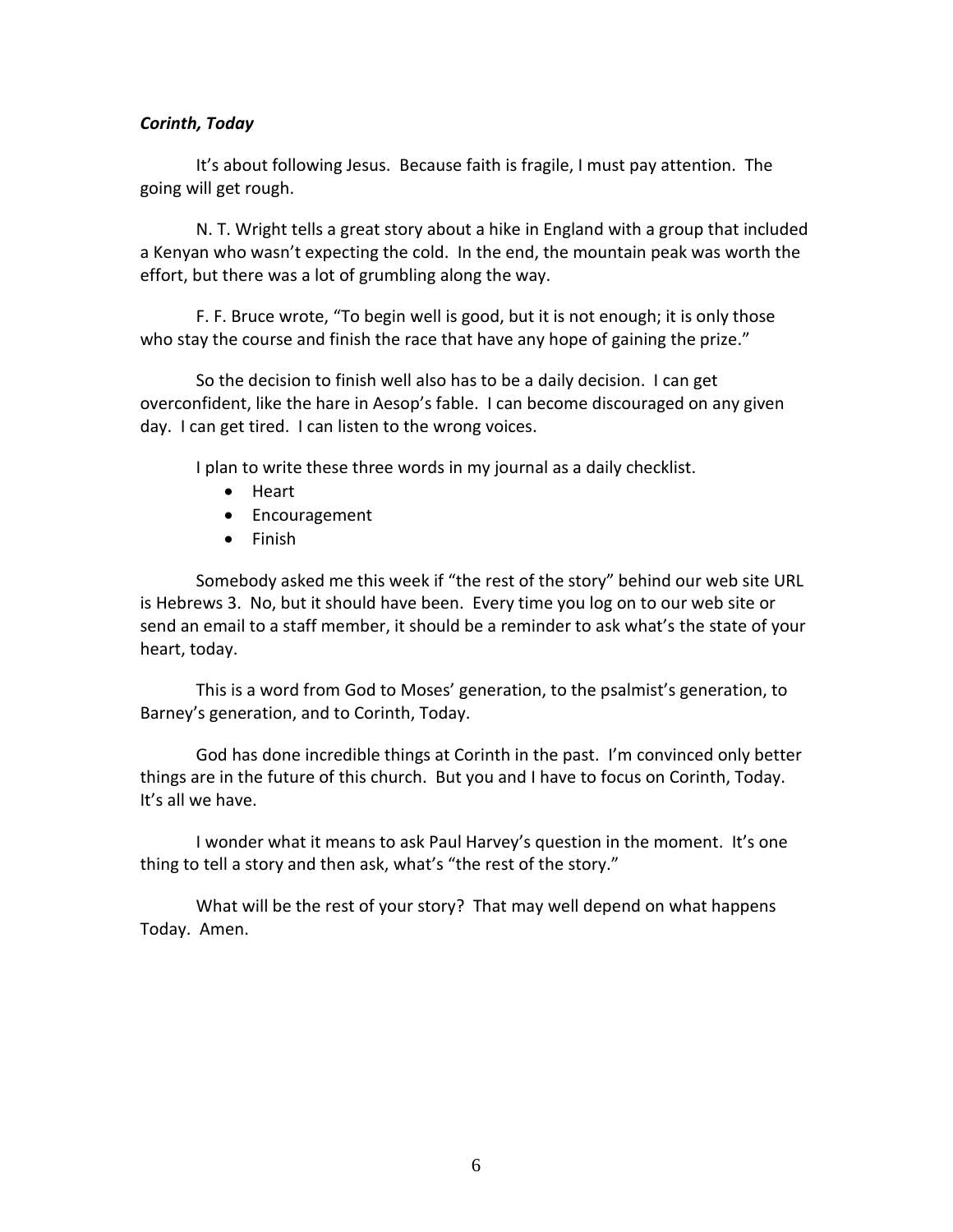***Corinth, Today***

It's about following Jesus. Because faith is fragile, I must pay attention. The going will get rough.

N. T. Wright tells a great story about a hike in England with a group that included a Kenyan who wasn't expecting the cold. In the end, the mountain peak was worth the effort, but there was a lot of grumbling along the way.

F. F. Bruce wrote, "To begin well is good, but it is not enough; it is only those who stay the course and finish the race that have any hope of gaining the prize."

So the decision to finish well also has to be a daily decision. I can get overconfident, like the hare in Aesop's fable. I can become discouraged on any given day. I can get tired. I can listen to the wrong voices.

I plan to write these three words in my journal as a daily checklist.

- Heart
- Encouragement
- Finish

Somebody asked me this week if "the rest of the story" behind our web site URL is Hebrews 3. No, but it should have been. Every time you log on to our web site or send an email to a staff member, it should be a reminder to ask what's the state of your heart, today.

This is a word from God to Moses' generation, to the psalmist's generation, to Barney's generation, and to Corinth, Today.

God has done incredible things at Corinth in the past. I'm convinced only better things are in the future of this church. But you and I have to focus on Corinth, Today. It's all we have.

I wonder what it means to ask Paul Harvey's question in the moment. It's one thing to tell a story and then ask, what's "the rest of the story."

What will be the rest of your story? That may well depend on what happens Today. Amen.